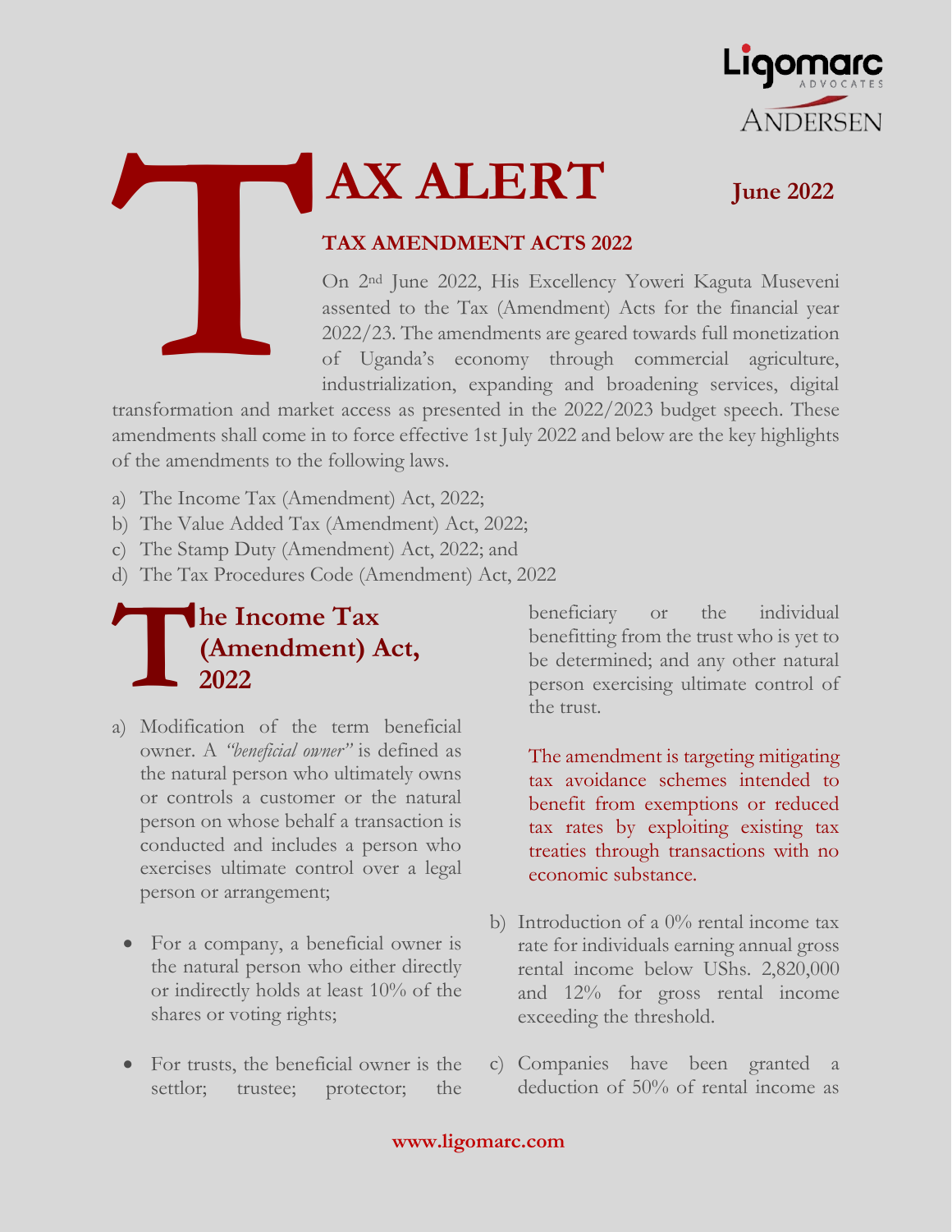# TAX ALERT

**June 2022**

## TAX AMENDMENT ACTS 2022

On 2nd June 2022, His Excellency Yoweri Kaguta Museveni assented to the Tax (Amendment) Acts for the financial year 2022/23. The amendments are geared towards full monetization of Uganda's economy through commercial agriculture, industrialization, expanding and broadening services, digital transformation and market access as presented in the 2022/2023 budget speech. These amendments shall come in to force effective 1st July 2022 and below are the key highlights of the amendments to the following laws.

a) The Income Tax (Amendment) Act, 2022;
b) The Value Added Tax (Amendment) Act, 2022;
c) The Stamp Duty (Amendment) Act, 2022; and
d) The Tax Procedures Code (Amendment) Act, 2022

## The Income Tax (Amendment) Act, 2022

a) Modification of the term beneficial owner. A *"beneficial owner"* is defined as the natural person who ultimately owns or controls a customer or the natural person on whose behalf a transaction is conducted and includes a person who exercises ultimate control over a legal person or arrangement;

- For a company, a beneficial owner is the natural person who either directly or indirectly holds at least 10% of the shares or voting rights;
- For trusts, the beneficial owner is the settlor; trustee; protector; the beneficiary or the individual benefitting from the trust who is yet to be determined; and any other natural person exercising ultimate control of the trust.

The amendment is targeting mitigating tax avoidance schemes intended to benefit from exemptions or reduced tax rates by exploiting existing tax treaties through transactions with no economic substance.

b) Introduction of a 0% rental income tax rate for individuals earning annual gross rental income below UShs. 2,820,000 and 12% for gross rental income exceeding the threshold.

c) Companies have been granted a deduction of 50% of rental income as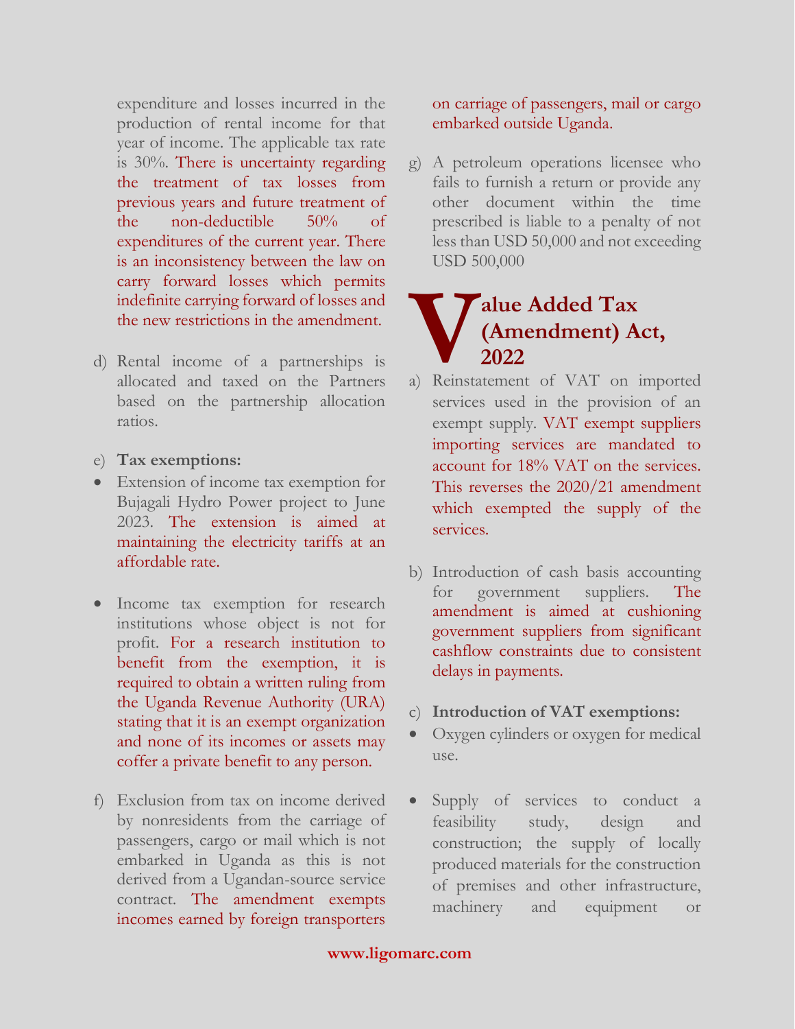expenditure and losses incurred in the production of rental income for that year of income. The applicable tax rate is 30%. There is uncertainty regarding the treatment of tax losses from previous years and future treatment of the non-deductible 50% of expenditures of the current year. There is an inconsistency between the law on carry forward losses which permits indefinite carrying forward of losses and the new restrictions in the amendment.

d) Rental income of a partnerships is allocated and taxed on the Partners based on the partnership allocation ratios.

e) **Tax exemptions:**

- Extension of income tax exemption for Bujagali Hydro Power project to June 2023. The extension is aimed at maintaining the electricity tariffs at an affordable rate.

- Income tax exemption for research institutions whose object is not for profit. For a research institution to benefit from the exemption, it is required to obtain a written ruling from the Uganda Revenue Authority (URA) stating that it is an exempt organization and none of its incomes or assets may coffer a private benefit to any person.

f) Exclusion from tax on income derived by nonresidents from the carriage of passengers, cargo or mail which is not embarked in Uganda as this is not derived from a Ugandan-source service contract. The amendment exempts incomes earned by foreign transporters on carriage of passengers, mail or cargo embarked outside Uganda.

g) A petroleum operations licensee who fails to furnish a return or provide any other document within the time prescribed is liable to a penalty of not less than USD 50,000 and not exceeding USD 500,000

## Value Added Tax (Amendment) Act, 2022

a) Reinstatement of VAT on imported services used in the provision of an exempt supply. VAT exempt suppliers importing services are mandated to account for 18% VAT on the services. This reverses the 2020/21 amendment which exempted the supply of the services.

b) Introduction of cash basis accounting for government suppliers. The amendment is aimed at cushioning government suppliers from significant cashflow constraints due to consistent delays in payments.

c) **Introduction of VAT exemptions:**

- Oxygen cylinders or oxygen for medical use.

- Supply of services to conduct a feasibility study, design and construction; the supply of locally produced materials for the construction of premises and other infrastructure, machinery and equipment or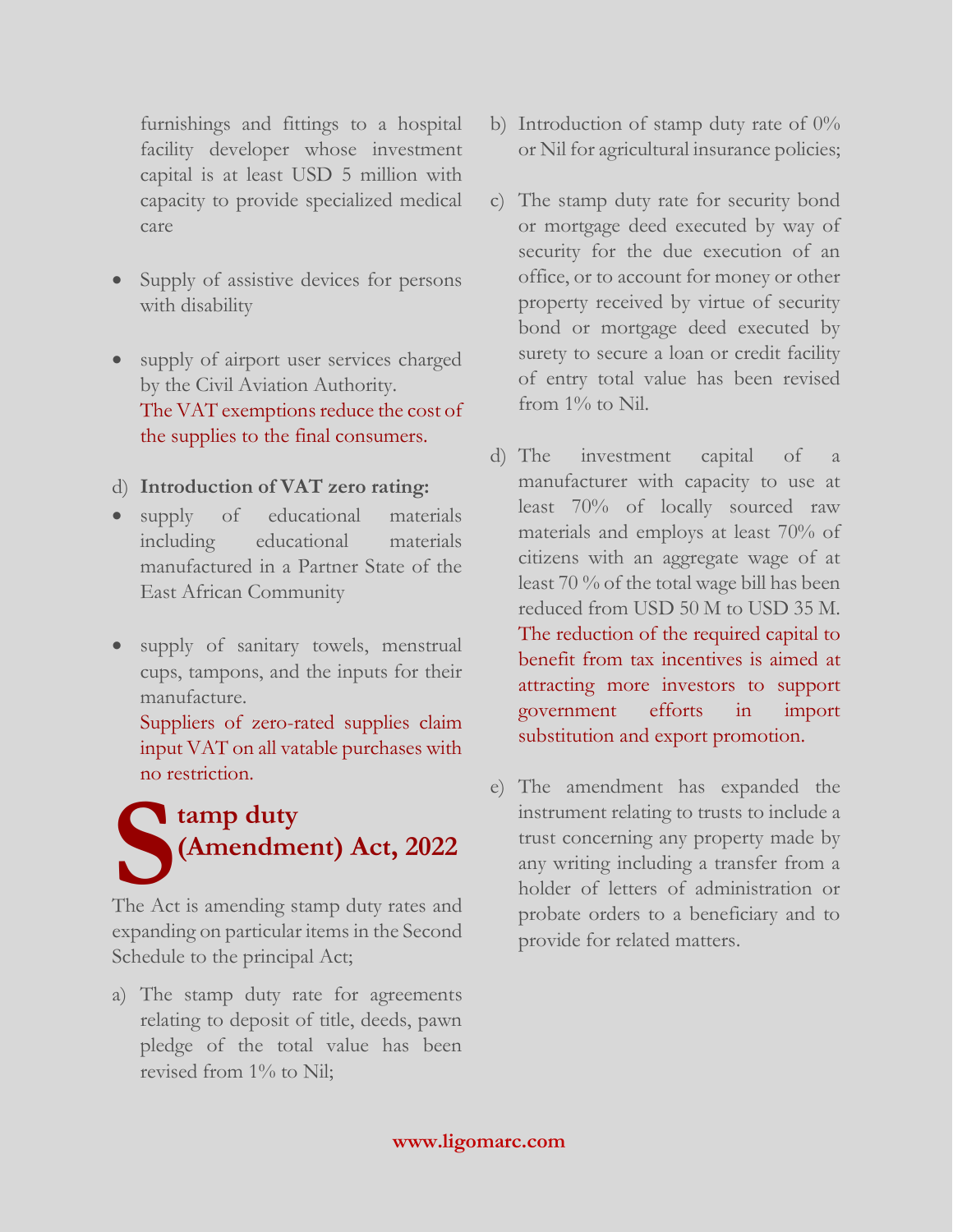furnishings and fittings to a hospital facility developer whose investment capital is at least USD 5 million with capacity to provide specialized medical care

- Supply of assistive devices for persons with disability
- supply of airport user services charged by the Civil Aviation Authority.
  The VAT exemptions reduce the cost of the supplies to the final consumers.

d) **Introduction of VAT zero rating:**

- supply of educational materials including educational materials manufactured in a Partner State of the East African Community
- supply of sanitary towels, menstrual cups, tampons, and the inputs for their manufacture.
  Suppliers of zero-rated supplies claim input VAT on all vatable purchases with no restriction.

## Stamp duty (Amendment) Act, 2022

The Act is amending stamp duty rates and expanding on particular items in the Second Schedule to the principal Act;

a) The stamp duty rate for agreements relating to deposit of title, deeds, pawn pledge of the total value has been revised from 1% to Nil;

b) Introduction of stamp duty rate of 0% or Nil for agricultural insurance policies;

c) The stamp duty rate for security bond or mortgage deed executed by way of security for the due execution of an office, or to account for money or other property received by virtue of security bond or mortgage deed executed by surety to secure a loan or credit facility of entry total value has been revised from 1% to Nil.

d) The investment capital of a manufacturer with capacity to use at least 70% of locally sourced raw materials and employs at least 70% of citizens with an aggregate wage of at least 70 % of the total wage bill has been reduced from USD 50 M to USD 35 M. The reduction of the required capital to benefit from tax incentives is aimed at attracting more investors to support government efforts in import substitution and export promotion.

e) The amendment has expanded the instrument relating to trusts to include a trust concerning any property made by any writing including a transfer from a holder of letters of administration or probate orders to a beneficiary and to provide for related matters.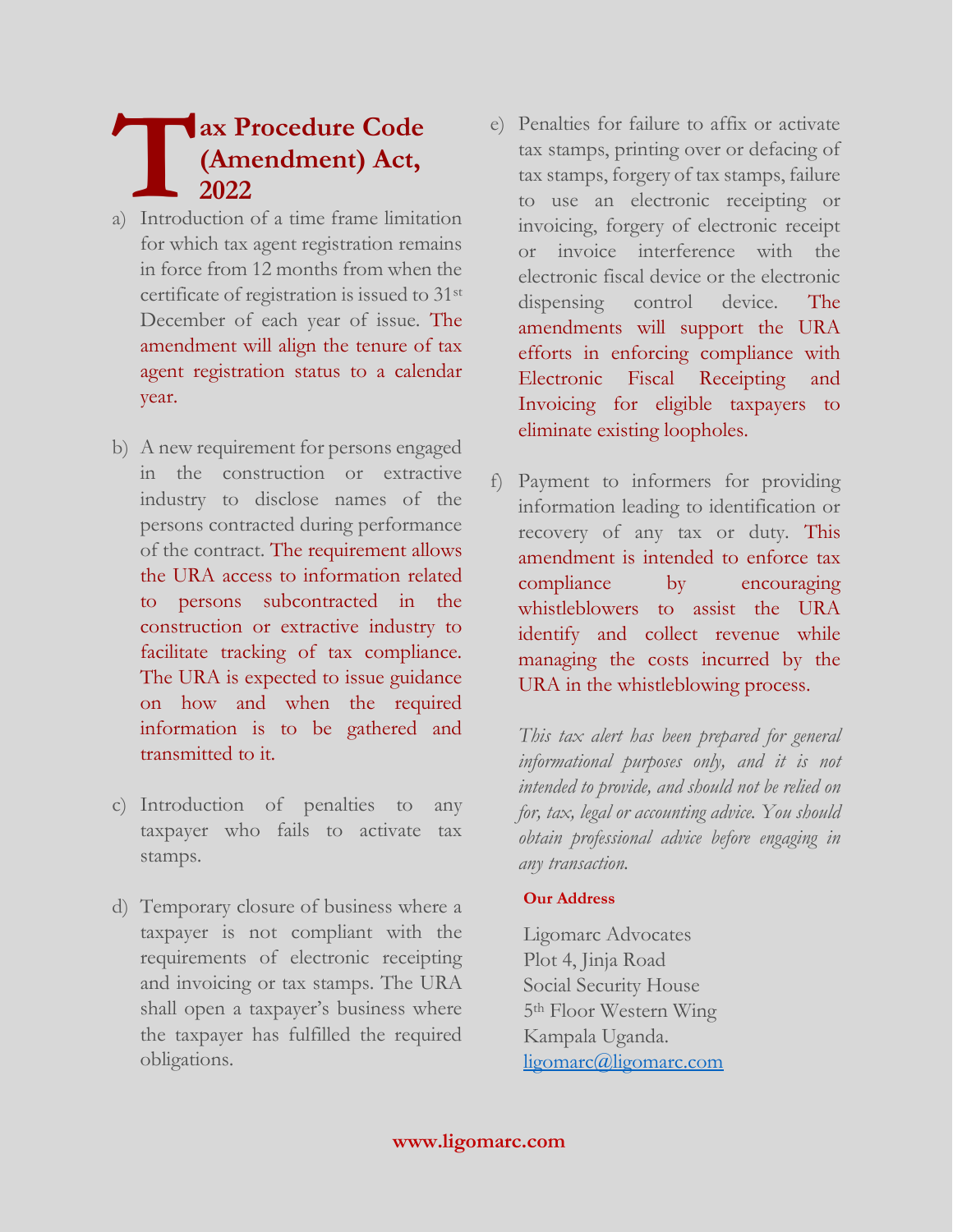## Tax Procedure Code (Amendment) Act, 2022

a) Introduction of a time frame limitation for which tax agent registration remains in force from 12 months from when the certificate of registration is issued to 31st December of each year of issue. The amendment will align the tenure of tax agent registration status to a calendar year.

b) A new requirement for persons engaged in the construction or extractive industry to disclose names of the persons contracted during performance of the contract. The requirement allows the URA access to information related to persons subcontracted in the construction or extractive industry to facilitate tracking of tax compliance. The URA is expected to issue guidance on how and when the required information is to be gathered and transmitted to it.

c) Introduction of penalties to any taxpayer who fails to activate tax stamps.

d) Temporary closure of business where a taxpayer is not compliant with the requirements of electronic receipting and invoicing or tax stamps. The URA shall open a taxpayer's business where the taxpayer has fulfilled the required obligations.

e) Penalties for failure to affix or activate tax stamps, printing over or defacing of tax stamps, forgery of tax stamps, failure to use an electronic receipting or invoicing, forgery of electronic receipt or invoice interference with the electronic fiscal device or the electronic dispensing control device. The amendments will support the URA efforts in enforcing compliance with Electronic Fiscal Receipting and Invoicing for eligible taxpayers to eliminate existing loopholes.

f) Payment to informers for providing information leading to identification or recovery of any tax or duty. This amendment is intended to enforce tax compliance by encouraging whistleblowers to assist the URA identify and collect revenue while managing the costs incurred by the URA in the whistleblowing process.

*This tax alert has been prepared for general informational purposes only, and it is not intended to provide, and should not be relied on for, tax, legal or accounting advice. You should obtain professional advice before engaging in any transaction.*

**Our Address**

Ligomarc Advocates
Plot 4, Jinja Road
Social Security House
5th Floor Western Wing
Kampala Uganda.
ligomarc@ligomarc.com

**www.ligomarc.com**